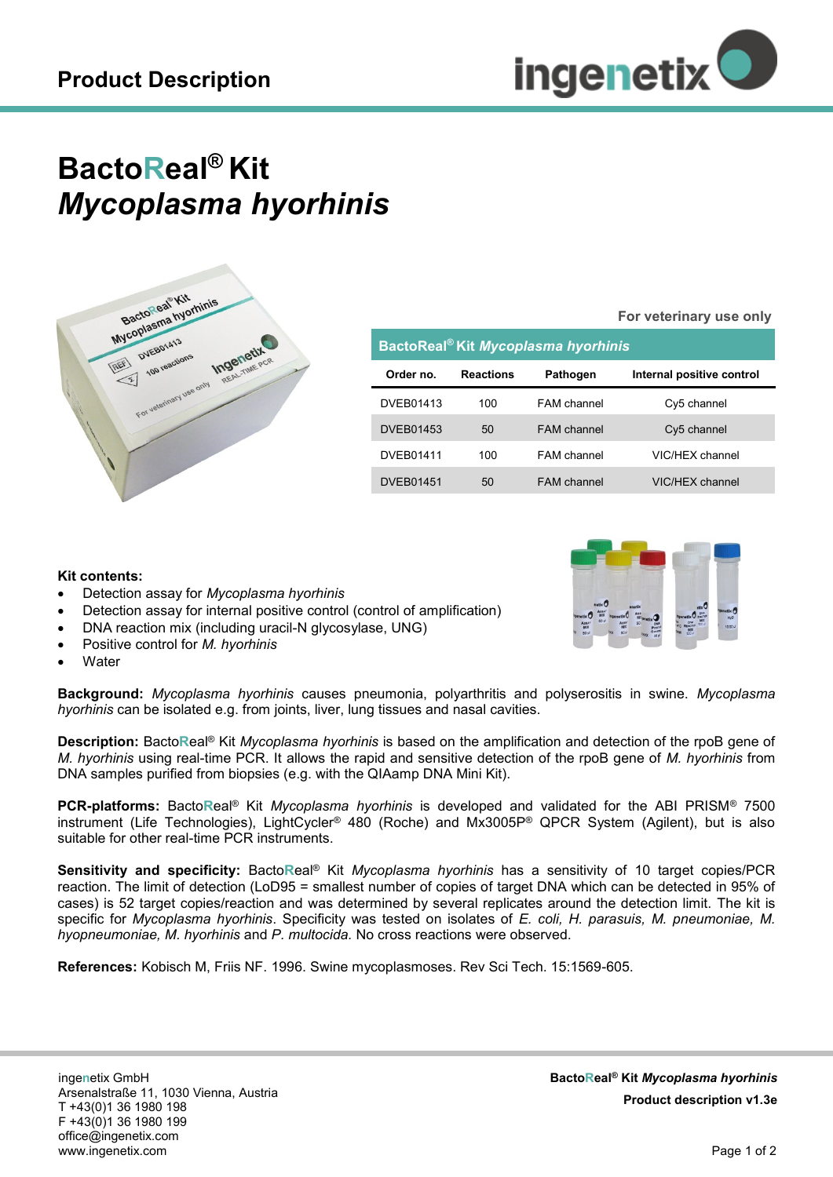Product Description

# BactoReal® Kit *Mycoplasma hyorhinis*

**For veterinary use only**

| **BactoReal® Kit *Mycoplasma hyorhinis*** | | | |
|---|---|---|---|
| **Order no.** | **Reactions** | **Pathogen** | **Internal positive control** |
| DVEB01413 | 100 | FAM channel | Cy5 channel |
| DVEB01453 | 50 | FAM channel | Cy5 channel |
| DVEB01411 | 100 | FAM channel | VIC/HEX channel |
| DVEB01451 | 50 | FAM channel | VIC/HEX channel |

**Kit contents:**

- Detection assay for *Mycoplasma hyorhinis*
- Detection assay for internal positive control (control of amplification)
- DNA reaction mix (including uracil-N glycosylase, UNG)
- Positive control for *M. hyorhinis*
- Water

**Background:** *Mycoplasma hyorhinis* causes pneumonia, polyarthritis and polyserositis in swine. *Mycoplasma hyorhinis* can be isolated e.g. from joints, liver, lung tissues and nasal cavities.

**Description:** BactoReal® Kit *Mycoplasma hyorhinis* is based on the amplification and detection of the rpoB gene of *M. hyorhinis* using real-time PCR. It allows the rapid and sensitive detection of the rpoB gene of *M. hyorhinis* from DNA samples purified from biopsies (e.g. with the QIAamp DNA Mini Kit).

**PCR-platforms:** BactoReal® Kit *Mycoplasma hyorhinis* is developed and validated for the ABI PRISM® 7500 instrument (Life Technologies), LightCycler® 480 (Roche) and Mx3005P® QPCR System (Agilent), but is also suitable for other real-time PCR instruments.

**Sensitivity and specificity:** BactoReal® Kit *Mycoplasma hyorhinis* has a sensitivity of 10 target copies/PCR reaction. The limit of detection (LoD95 = smallest number of copies of target DNA which can be detected in 95% of cases) is 52 target copies/reaction and was determined by several replicates around the detection limit. The kit is specific for *Mycoplasma hyorhinis*. Specificity was tested on isolates of *E. coli, H. parasuis, M. pneumoniae, M. hyopneumoniae, M. hyorhinis* and *P. multocida.* No cross reactions were observed.

**References:** Kobisch M, Friis NF. 1996. Swine mycoplasmoses. Rev Sci Tech. 15:1569-605.

ingenetix GmbH
Arsenalstraße 11, 1030 Vienna, Austria
T +43(0)1 36 1980 198
F +43(0)1 36 1980 199
office@ingenetix.com
www.ingenetix.com

**BactoReal® Kit *Mycoplasma hyorhinis***
**Product description v1.3e**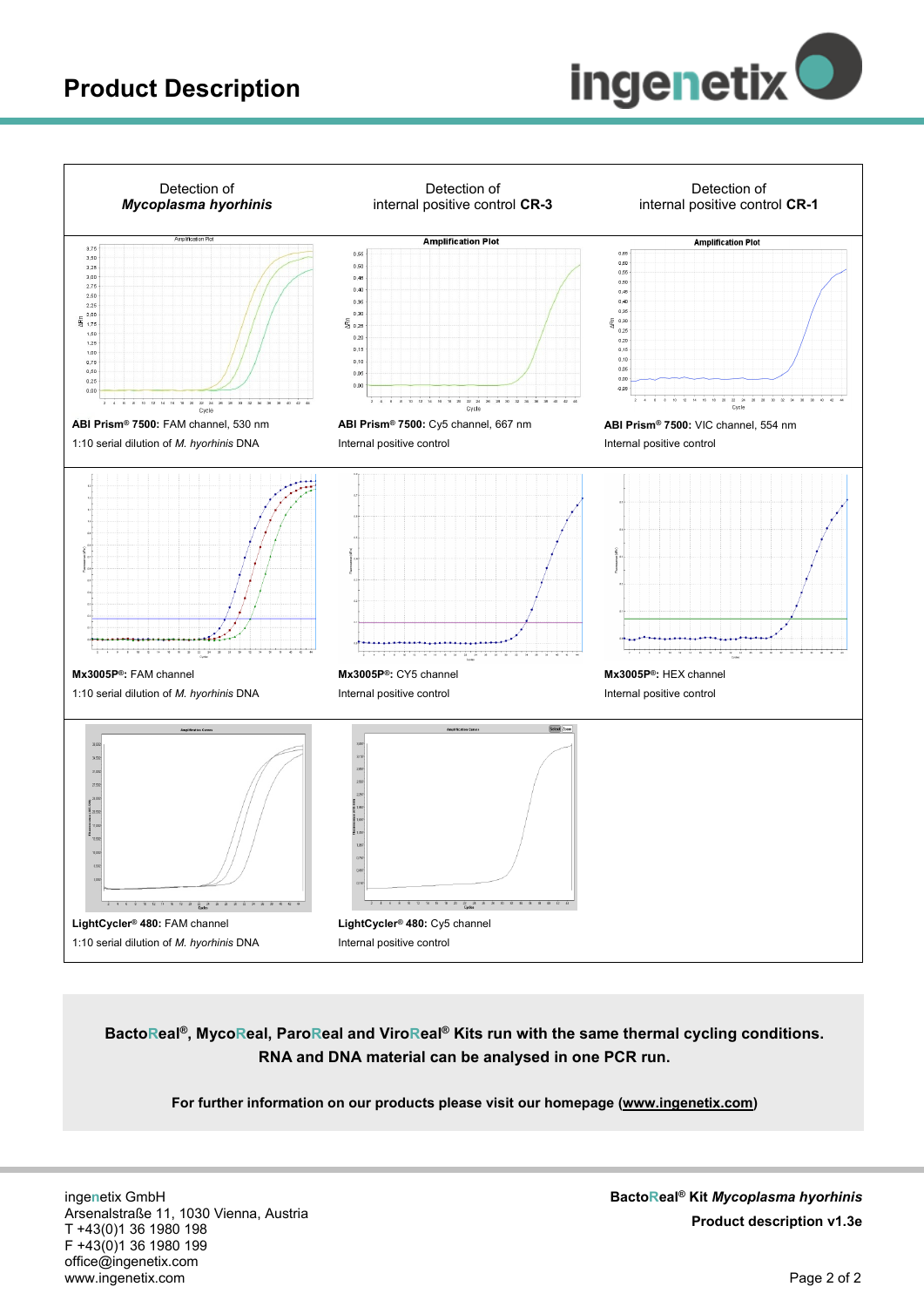# Product Description

| Detection of *Mycoplasma hyorhinis* | Detection of internal positive control **CR-3** | Detection of internal positive control **CR-1** |
| --- | --- | --- |
| **ABI Prism® 7500:** FAM channel, 530 nm<br>1:10 serial dilution of *M. hyorhinis* DNA | **ABI Prism® 7500:** Cy5 channel, 667 nm<br>Internal positive control | **ABI Prism® 7500:** VIC channel, 554 nm<br>Internal positive control |
| **Mx3005P®:** FAM channel<br>1:10 serial dilution of *M. hyorhinis* DNA | **Mx3005P®:** CY5 channel<br>Internal positive control | **Mx3005P®:** HEX channel<br>Internal positive control |
| **LightCycler® 480:** FAM channel<br>1:10 serial dilution of *M. hyorhinis* DNA | **LightCycler® 480:** Cy5 channel<br>Internal positive control | |

**BactoReal®, MycoReal, ParoReal and ViroReal® Kits run with the same thermal cycling conditions. RNA and DNA material can be analysed in one PCR run.**

**For further information on our products please visit our homepage (www.ingenetix.com)**

ingenetix GmbH
Arsenalstraße 11, 1030 Vienna, Austria
T +43(0)1 36 1980 198
F +43(0)1 36 1980 199
office@ingenetix.com
www.ingenetix.com

**BactoReal® Kit *Mycoplasma hyorhinis***
**Product description v1.3e**